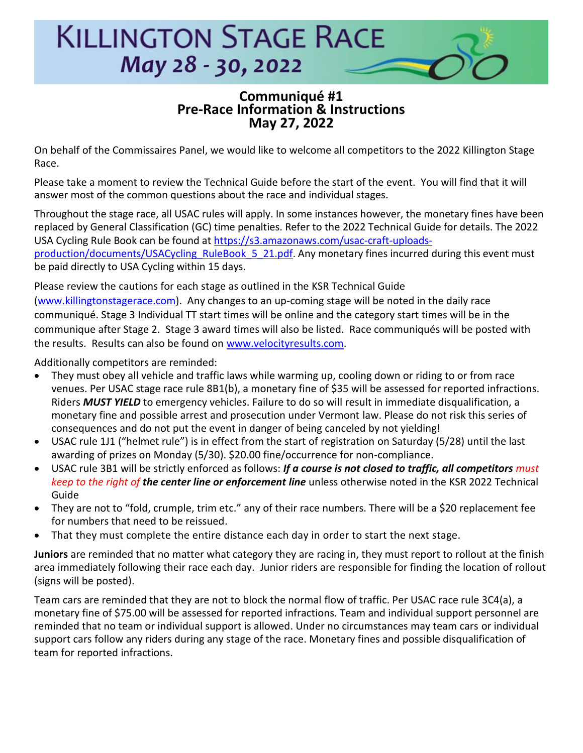# KILLINGTON STAGE RACE
## May 28 - 30, 2022

### Communiqué #1
### Pre-Race Information & Instructions
### May 27, 2022

On behalf of the Commissaires Panel, we would like to welcome all competitors to the 2022 Killington Stage Race.

Please take a moment to review the Technical Guide before the start of the event. You will find that it will answer most of the common questions about the race and individual stages.

Throughout the stage race, all USAC rules will apply. In some instances however, the monetary fines have been replaced by General Classification (GC) time penalties. Refer to the 2022 Technical Guide for details. The 2022 USA Cycling Rule Book can be found at https://s3.amazonaws.com/usac-craft-uploads-production/documents/USACycling_RuleBook_5_21.pdf. Any monetary fines incurred during this event must be paid directly to USA Cycling within 15 days.

Please review the cautions for each stage as outlined in the KSR Technical Guide (www.killingtonstagerace.com). Any changes to an up-coming stage will be noted in the daily race communiqué. Stage 3 Individual TT start times will be online and the category start times will be in the communique after Stage 2. Stage 3 award times will also be listed. Race communiqués will be posted with the results. Results can also be found on www.velocityresults.com.

Additionally competitors are reminded:

- They must obey all vehicle and traffic laws while warming up, cooling down or riding to or from race venues. Per USAC stage race rule 8B1(b), a monetary fine of $35 will be assessed for reported infractions. Riders ***MUST YIELD*** to emergency vehicles. Failure to do so will result in immediate disqualification, a monetary fine and possible arrest and prosecution under Vermont law. Please do not risk this series of consequences and do not put the event in danger of being canceled by not yielding!
- USAC rule 1J1 ("helmet rule") is in effect from the start of registration on Saturday (5/28) until the last awarding of prizes on Monday (5/30). $20.00 fine/occurrence for non-compliance.
- USAC rule 3B1 will be strictly enforced as follows: ***If a course is not closed to traffic, all competitors*** *must keep to the right of* ***the center line or enforcement line*** unless otherwise noted in the KSR 2022 Technical Guide
- They are not to "fold, crumple, trim etc." any of their race numbers. There will be a $20 replacement fee for numbers that need to be reissued.
- That they must complete the entire distance each day in order to start the next stage.

**Juniors** are reminded that no matter what category they are racing in, they must report to rollout at the finish area immediately following their race each day. Junior riders are responsible for finding the location of rollout (signs will be posted).

Team cars are reminded that they are not to block the normal flow of traffic. Per USAC race rule 3C4(a), a monetary fine of $75.00 will be assessed for reported infractions. Team and individual support personnel are reminded that no team or individual support is allowed. Under no circumstances may team cars or individual support cars follow any riders during any stage of the race. Monetary fines and possible disqualification of team for reported infractions.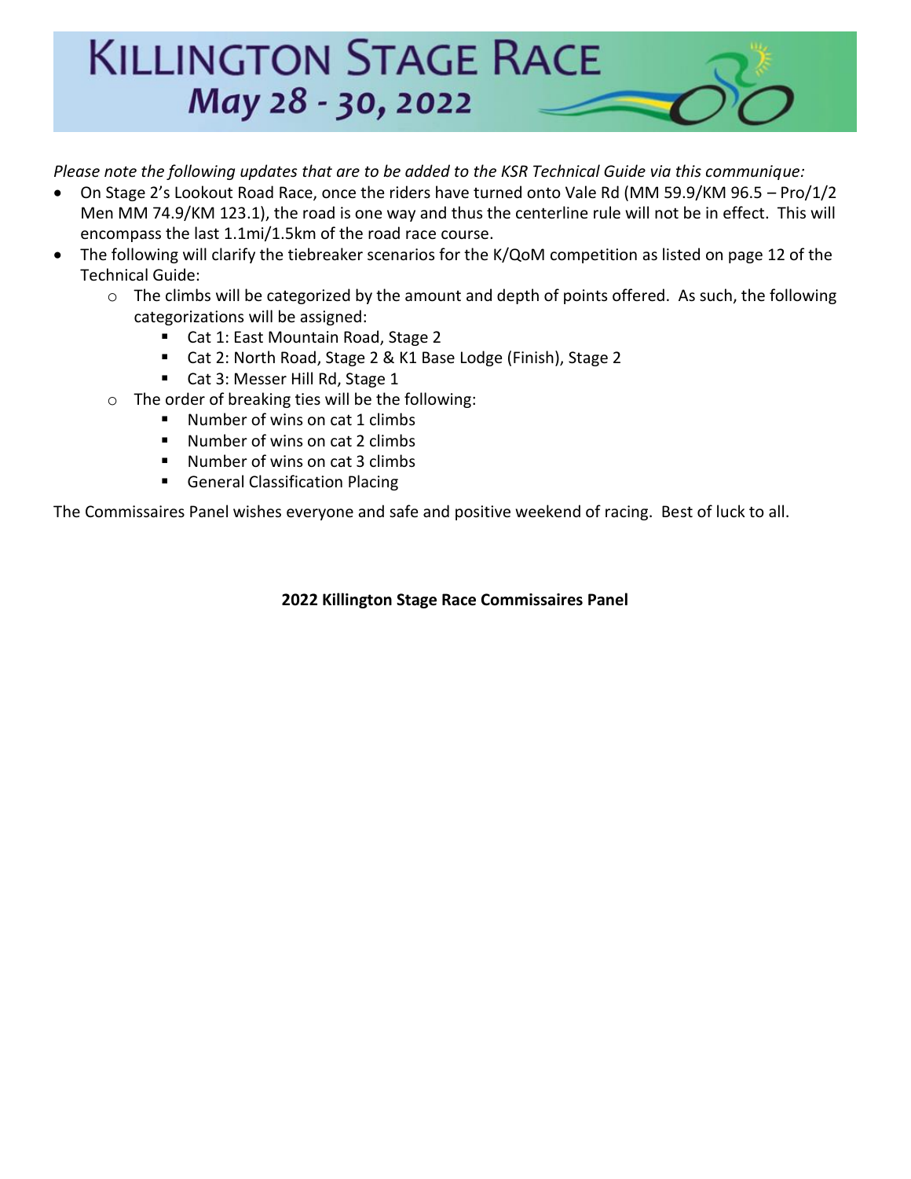# KILLINGTON STAGE RACE
## May 28 - 30, 2022

*Please note the following updates that are to be added to the KSR Technical Guide via this communique:*

- On Stage 2's Lookout Road Race, once the riders have turned onto Vale Rd (MM 59.9/KM 96.5 – Pro/1/2 Men MM 74.9/KM 123.1), the road is one way and thus the centerline rule will not be in effect. This will encompass the last 1.1mi/1.5km of the road race course.
- The following will clarify the tiebreaker scenarios for the K/QoM competition as listed on page 12 of the Technical Guide:
  - The climbs will be categorized by the amount and depth of points offered. As such, the following categorizations will be assigned:
    - Cat 1: East Mountain Road, Stage 2
    - Cat 2: North Road, Stage 2 & K1 Base Lodge (Finish), Stage 2
    - Cat 3: Messer Hill Rd, Stage 1
  - The order of breaking ties will be the following:
    - Number of wins on cat 1 climbs
    - Number of wins on cat 2 climbs
    - Number of wins on cat 3 climbs
    - General Classification Placing

The Commissaires Panel wishes everyone and safe and positive weekend of racing. Best of luck to all.

**2022 Killington Stage Race Commissaires Panel**